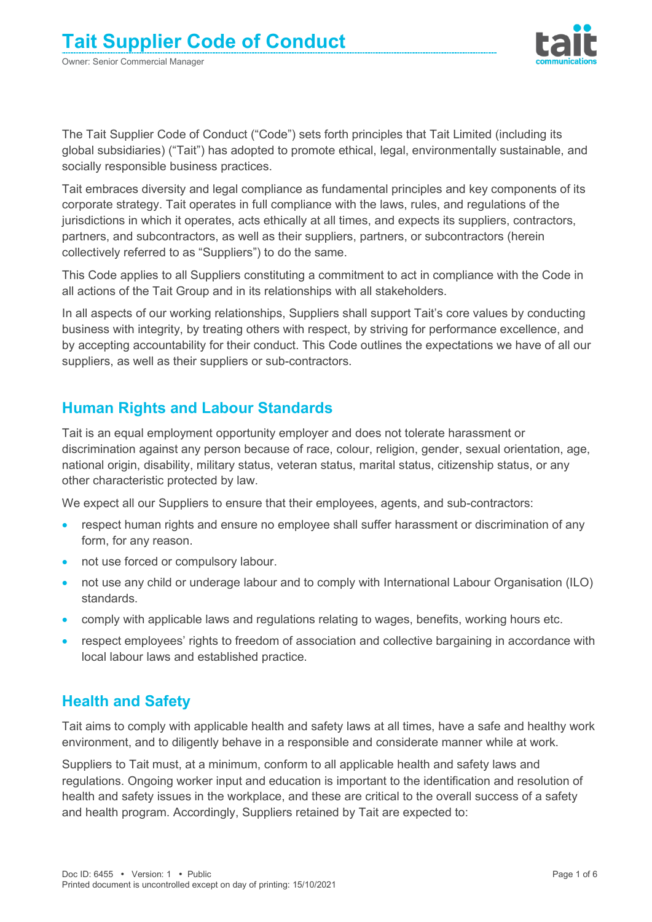# Tait Supplier Code of Conduct

Owner: Senior Commercial Manager

The Tait Supplier Code of Conduct ("Code") sets forth principles that Tait Limited (including its global subsidiaries) ("Tait") has adopted to promote ethical, legal, environmentally sustainable, and socially responsible business practices.

Tait embraces diversity and legal compliance as fundamental principles and key components of its corporate strategy. Tait operates in full compliance with the laws, rules, and regulations of the jurisdictions in which it operates, acts ethically at all times, and expects its suppliers, contractors, partners, and subcontractors, as well as their suppliers, partners, or subcontractors (herein collectively referred to as "Suppliers") to do the same.

This Code applies to all Suppliers constituting a commitment to act in compliance with the Code in all actions of the Tait Group and in its relationships with all stakeholders.

In all aspects of our working relationships, Suppliers shall support Tait's core values by conducting business with integrity, by treating others with respect, by striving for performance excellence, and by accepting accountability for their conduct. This Code outlines the expectations we have of all our suppliers, as well as their suppliers or sub-contractors.

## Human Rights and Labour Standards

Tait is an equal employment opportunity employer and does not tolerate harassment or discrimination against any person because of race, colour, religion, gender, sexual orientation, age, national origin, disability, military status, veteran status, marital status, citizenship status, or any other characteristic protected by law.

We expect all our Suppliers to ensure that their employees, agents, and sub-contractors:

- respect human rights and ensure no employee shall suffer harassment or discrimination of any form, for any reason.
- not use forced or compulsory labour.
- not use any child or underage labour and to comply with International Labour Organisation (ILO) standards.
- comply with applicable laws and regulations relating to wages, benefits, working hours etc.
- respect employees' rights to freedom of association and collective bargaining in accordance with local labour laws and established practice.

## Health and Safety

Tait aims to comply with applicable health and safety laws at all times, have a safe and healthy work environment, and to diligently behave in a responsible and considerate manner while at work.

Suppliers to Tait must, at a minimum, conform to all applicable health and safety laws and regulations. Ongoing worker input and education is important to the identification and resolution of health and safety issues in the workplace, and these are critical to the overall success of a safety and health program. Accordingly, Suppliers retained by Tait are expected to: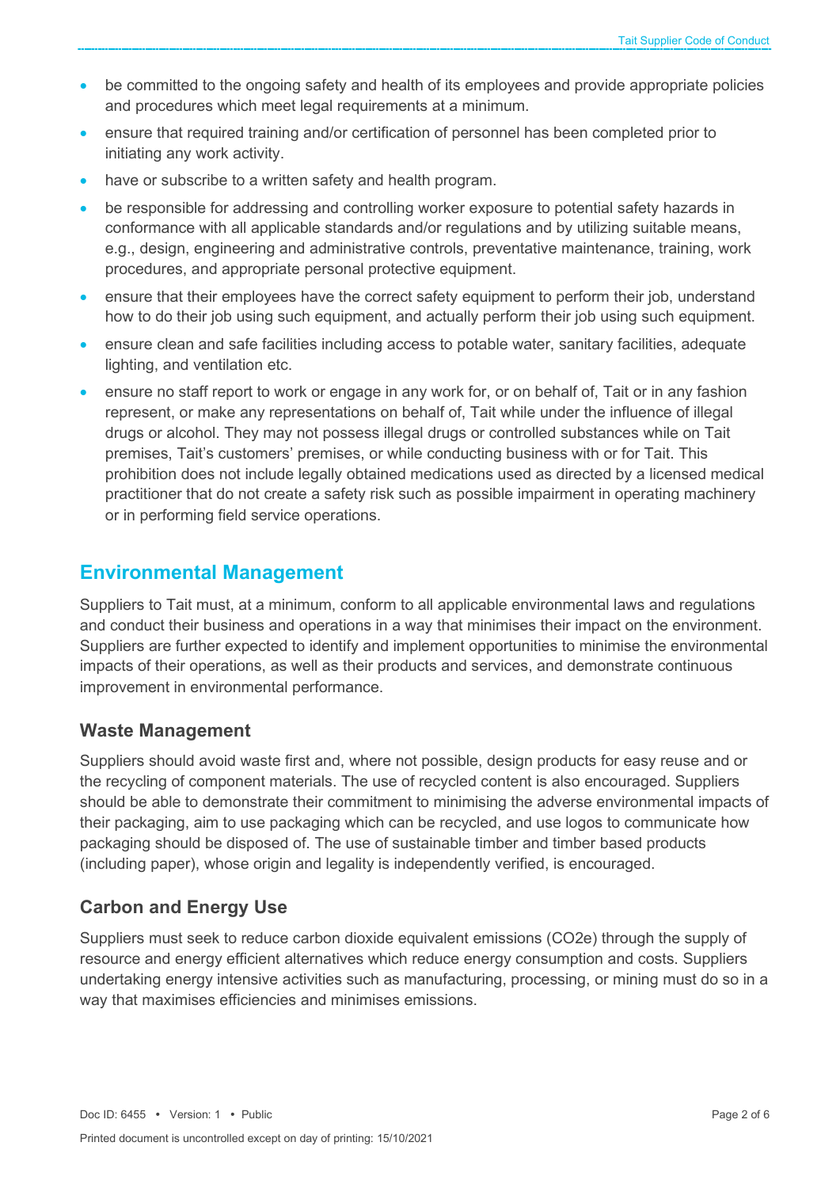- be committed to the ongoing safety and health of its employees and provide appropriate policies and procedures which meet legal requirements at a minimum.
- ensure that required training and/or certification of personnel has been completed prior to initiating any work activity.
- have or subscribe to a written safety and health program.
- be responsible for addressing and controlling worker exposure to potential safety hazards in conformance with all applicable standards and/or regulations and by utilizing suitable means, e.g., design, engineering and administrative controls, preventative maintenance, training, work procedures, and appropriate personal protective equipment.
- ensure that their employees have the correct safety equipment to perform their job, understand how to do their job using such equipment, and actually perform their job using such equipment.
- ensure clean and safe facilities including access to potable water, sanitary facilities, adequate lighting, and ventilation etc.
- ensure no staff report to work or engage in any work for, or on behalf of, Tait or in any fashion represent, or make any representations on behalf of, Tait while under the influence of illegal drugs or alcohol. They may not possess illegal drugs or controlled substances while on Tait premises, Tait's customers' premises, or while conducting business with or for Tait. This prohibition does not include legally obtained medications used as directed by a licensed medical practitioner that do not create a safety risk such as possible impairment in operating machinery or in performing field service operations.

## Environmental Management

Suppliers to Tait must, at a minimum, conform to all applicable environmental laws and regulations and conduct their business and operations in a way that minimises their impact on the environment. Suppliers are further expected to identify and implement opportunities to minimise the environmental impacts of their operations, as well as their products and services, and demonstrate continuous improvement in environmental performance.

### Waste Management

Suppliers should avoid waste first and, where not possible, design products for easy reuse and or the recycling of component materials. The use of recycled content is also encouraged. Suppliers should be able to demonstrate their commitment to minimising the adverse environmental impacts of their packaging, aim to use packaging which can be recycled, and use logos to communicate how packaging should be disposed of. The use of sustainable timber and timber based products (including paper), whose origin and legality is independently verified, is encouraged.

### Carbon and Energy Use

Suppliers must seek to reduce carbon dioxide equivalent emissions ($CO_2e$) through the supply of resource and energy efficient alternatives which reduce energy consumption and costs. Suppliers undertaking energy intensive activities such as manufacturing, processing, or mining must do so in a way that maximises efficiencies and minimises emissions.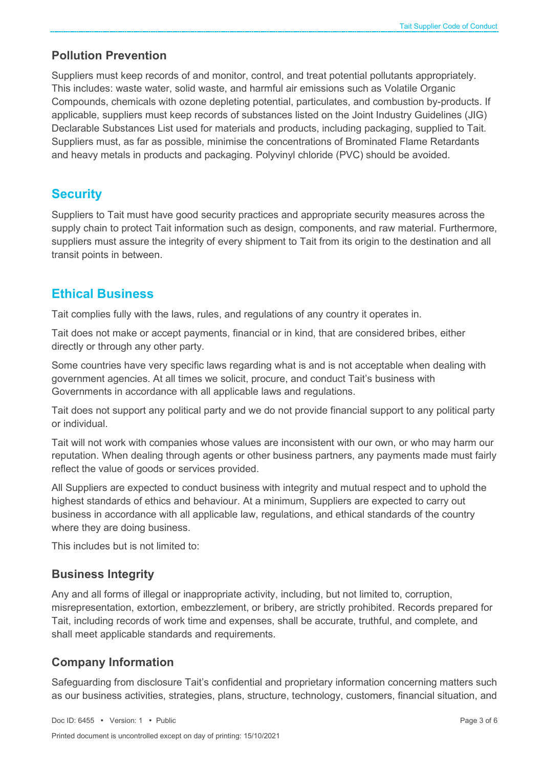### Pollution Prevention

Suppliers must keep records of and monitor, control, and treat potential pollutants appropriately. This includes: waste water, solid waste, and harmful air emissions such as Volatile Organic Compounds, chemicals with ozone depleting potential, particulates, and combustion by-products. If applicable, suppliers must keep records of substances listed on the Joint Industry Guidelines (JIG) Declarable Substances List used for materials and products, including packaging, supplied to Tait. Suppliers must, as far as possible, minimise the concentrations of Brominated Flame Retardants and heavy metals in products and packaging. Polyvinyl chloride (PVC) should be avoided.

## Security

Suppliers to Tait must have good security practices and appropriate security measures across the supply chain to protect Tait information such as design, components, and raw material. Furthermore, suppliers must assure the integrity of every shipment to Tait from its origin to the destination and all transit points in between.

## Ethical Business

Tait complies fully with the laws, rules, and regulations of any country it operates in.

Tait does not make or accept payments, financial or in kind, that are considered bribes, either directly or through any other party.

Some countries have very specific laws regarding what is and is not acceptable when dealing with government agencies. At all times we solicit, procure, and conduct Tait's business with Governments in accordance with all applicable laws and regulations.

Tait does not support any political party and we do not provide financial support to any political party or individual.

Tait will not work with companies whose values are inconsistent with our own, or who may harm our reputation. When dealing through agents or other business partners, any payments made must fairly reflect the value of goods or services provided.

All Suppliers are expected to conduct business with integrity and mutual respect and to uphold the highest standards of ethics and behaviour. At a minimum, Suppliers are expected to carry out business in accordance with all applicable law, regulations, and ethical standards of the country where they are doing business.

This includes but is not limited to:

### Business Integrity

Any and all forms of illegal or inappropriate activity, including, but not limited to, corruption, misrepresentation, extortion, embezzlement, or bribery, are strictly prohibited. Records prepared for Tait, including records of work time and expenses, shall be accurate, truthful, and complete, and shall meet applicable standards and requirements.

### Company Information

Safeguarding from disclosure Tait's confidential and proprietary information concerning matters such as our business activities, strategies, plans, structure, technology, customers, financial situation, and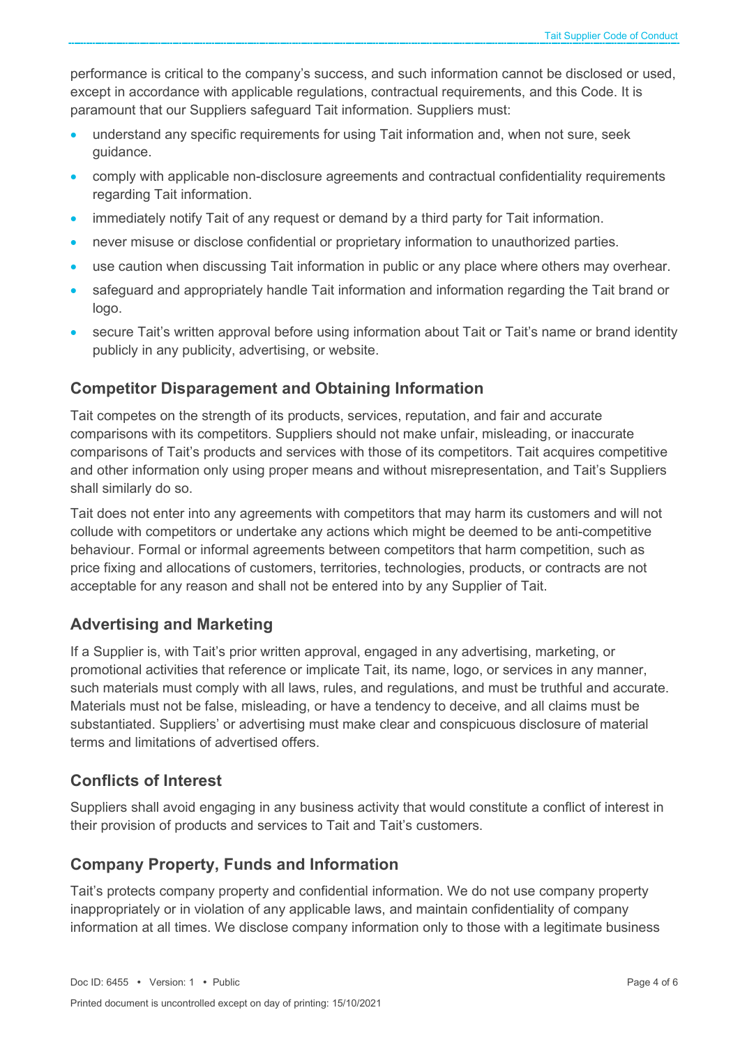performance is critical to the company's success, and such information cannot be disclosed or used, except in accordance with applicable regulations, contractual requirements, and this Code. It is paramount that our Suppliers safeguard Tait information. Suppliers must:

- understand any specific requirements for using Tait information and, when not sure, seek guidance.
- comply with applicable non-disclosure agreements and contractual confidentiality requirements regarding Tait information.
- immediately notify Tait of any request or demand by a third party for Tait information.
- never misuse or disclose confidential or proprietary information to unauthorized parties.
- use caution when discussing Tait information in public or any place where others may overhear.
- safeguard and appropriately handle Tait information and information regarding the Tait brand or logo.
- secure Tait's written approval before using information about Tait or Tait's name or brand identity publicly in any publicity, advertising, or website.

## Competitor Disparagement and Obtaining Information

Tait competes on the strength of its products, services, reputation, and fair and accurate comparisons with its competitors. Suppliers should not make unfair, misleading, or inaccurate comparisons of Tait's products and services with those of its competitors. Tait acquires competitive and other information only using proper means and without misrepresentation, and Tait's Suppliers shall similarly do so.

Tait does not enter into any agreements with competitors that may harm its customers and will not collude with competitors or undertake any actions which might be deemed to be anti-competitive behaviour. Formal or informal agreements between competitors that harm competition, such as price fixing and allocations of customers, territories, technologies, products, or contracts are not acceptable for any reason and shall not be entered into by any Supplier of Tait.

## Advertising and Marketing

If a Supplier is, with Tait's prior written approval, engaged in any advertising, marketing, or promotional activities that reference or implicate Tait, its name, logo, or services in any manner, such materials must comply with all laws, rules, and regulations, and must be truthful and accurate. Materials must not be false, misleading, or have a tendency to deceive, and all claims must be substantiated. Suppliers' or advertising must make clear and conspicuous disclosure of material terms and limitations of advertised offers.

## Conflicts of Interest

Suppliers shall avoid engaging in any business activity that would constitute a conflict of interest in their provision of products and services to Tait and Tait's customers.

## Company Property, Funds and Information

Tait's protects company property and confidential information. We do not use company property inappropriately or in violation of any applicable laws, and maintain confidentiality of company information at all times. We disclose company information only to those with a legitimate business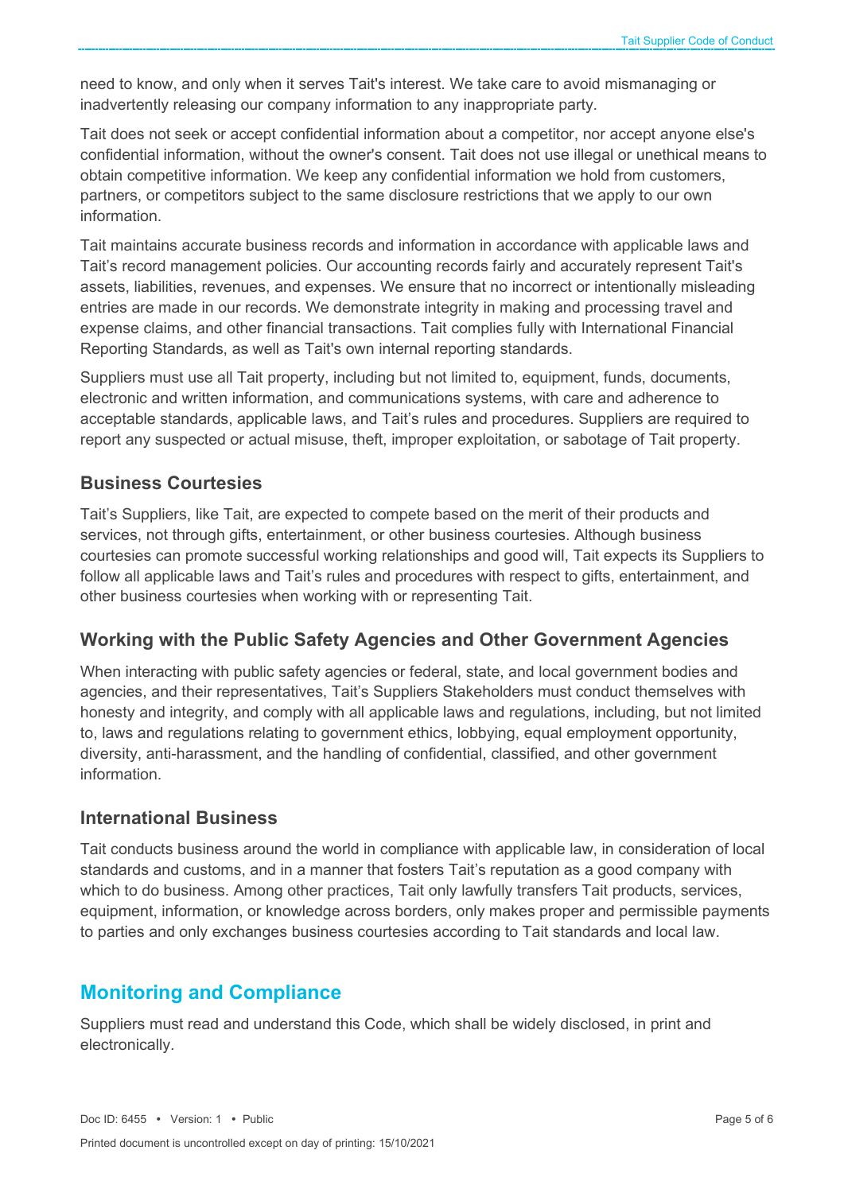need to know, and only when it serves Tait's interest. We take care to avoid mismanaging or inadvertently releasing our company information to any inappropriate party.

Tait does not seek or accept confidential information about a competitor, nor accept anyone else's confidential information, without the owner's consent. Tait does not use illegal or unethical means to obtain competitive information. We keep any confidential information we hold from customers, partners, or competitors subject to the same disclosure restrictions that we apply to our own information.

Tait maintains accurate business records and information in accordance with applicable laws and Tait's record management policies. Our accounting records fairly and accurately represent Tait's assets, liabilities, revenues, and expenses. We ensure that no incorrect or intentionally misleading entries are made in our records. We demonstrate integrity in making and processing travel and expense claims, and other financial transactions. Tait complies fully with International Financial Reporting Standards, as well as Tait's own internal reporting standards.

Suppliers must use all Tait property, including but not limited to, equipment, funds, documents, electronic and written information, and communications systems, with care and adherence to acceptable standards, applicable laws, and Tait's rules and procedures. Suppliers are required to report any suspected or actual misuse, theft, improper exploitation, or sabotage of Tait property.

### Business Courtesies

Tait's Suppliers, like Tait, are expected to compete based on the merit of their products and services, not through gifts, entertainment, or other business courtesies. Although business courtesies can promote successful working relationships and good will, Tait expects its Suppliers to follow all applicable laws and Tait's rules and procedures with respect to gifts, entertainment, and other business courtesies when working with or representing Tait.

### Working with the Public Safety Agencies and Other Government Agencies

When interacting with public safety agencies or federal, state, and local government bodies and agencies, and their representatives, Tait's Suppliers Stakeholders must conduct themselves with honesty and integrity, and comply with all applicable laws and regulations, including, but not limited to, laws and regulations relating to government ethics, lobbying, equal employment opportunity, diversity, anti-harassment, and the handling of confidential, classified, and other government information.

### International Business

Tait conducts business around the world in compliance with applicable law, in consideration of local standards and customs, and in a manner that fosters Tait's reputation as a good company with which to do business. Among other practices, Tait only lawfully transfers Tait products, services, equipment, information, or knowledge across borders, only makes proper and permissible payments to parties and only exchanges business courtesies according to Tait standards and local law.

## Monitoring and Compliance

Suppliers must read and understand this Code, which shall be widely disclosed, in print and electronically.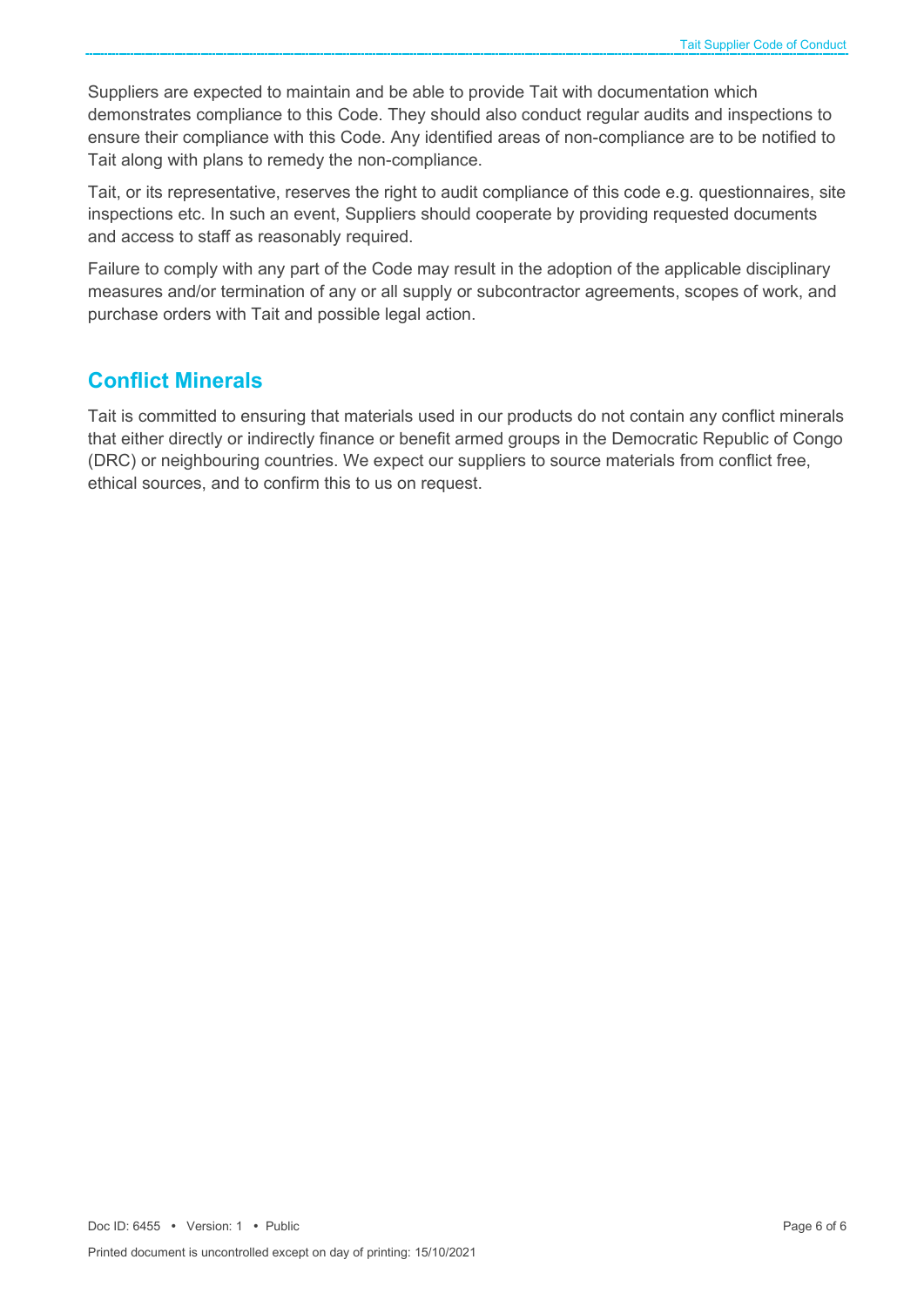Suppliers are expected to maintain and be able to provide Tait with documentation which demonstrates compliance to this Code. They should also conduct regular audits and inspections to ensure their compliance with this Code. Any identified areas of non-compliance are to be notified to Tait along with plans to remedy the non-compliance.

Tait, or its representative, reserves the right to audit compliance of this code e.g. questionnaires, site inspections etc. In such an event, Suppliers should cooperate by providing requested documents and access to staff as reasonably required.

Failure to comply with any part of the Code may result in the adoption of the applicable disciplinary measures and/or termination of any or all supply or subcontractor agreements, scopes of work, and purchase orders with Tait and possible legal action.

## Conflict Minerals

Tait is committed to ensuring that materials used in our products do not contain any conflict minerals that either directly or indirectly finance or benefit armed groups in the Democratic Republic of Congo (DRC) or neighbouring countries. We expect our suppliers to source materials from conflict free, ethical sources, and to confirm this to us on request.